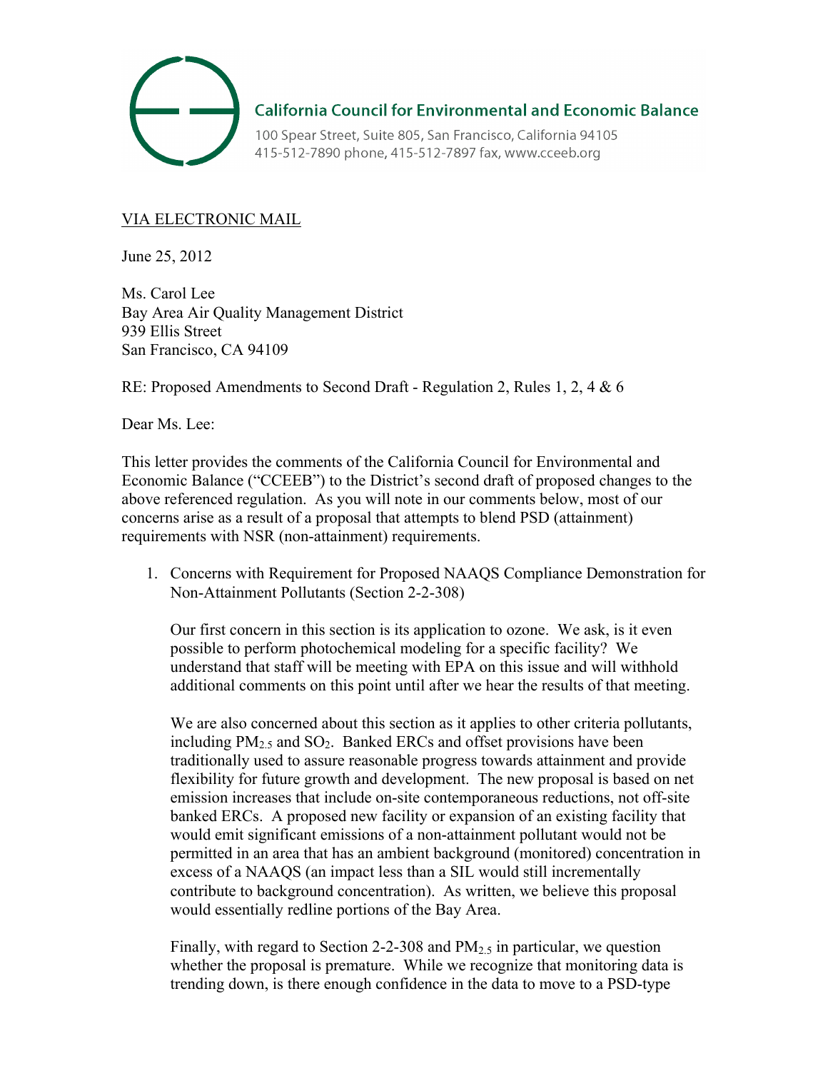**California Council for Environmental and Economic Balance**

100 Spear Street, Suite 805, San Francisco, California 94105
415-512-7890 phone, 415-512-7897 fax, www.cceeb.org

VIA ELECTRONIC MAIL

June 25, 2012

Ms. Carol Lee
Bay Area Air Quality Management District
939 Ellis Street
San Francisco, CA 94109

RE: Proposed Amendments to Second Draft - Regulation 2, Rules 1, 2, 4 & 6

Dear Ms. Lee:

This letter provides the comments of the California Council for Environmental and Economic Balance ("CCEEB") to the District's second draft of proposed changes to the above referenced regulation. As you will note in our comments below, most of our concerns arise as a result of a proposal that attempts to blend PSD (attainment) requirements with NSR (non-attainment) requirements.

1. Concerns with Requirement for Proposed NAAQS Compliance Demonstration for Non-Attainment Pollutants (Section 2-2-308)

   Our first concern in this section is its application to ozone. We ask, is it even possible to perform photochemical modeling for a specific facility? We understand that staff will be meeting with EPA on this issue and will withhold additional comments on this point until after we hear the results of that meeting.

   We are also concerned about this section as it applies to other criteria pollutants, including $PM_{2.5}$ and $SO_2$. Banked ERCs and offset provisions have been traditionally used to assure reasonable progress towards attainment and provide flexibility for future growth and development. The new proposal is based on net emission increases that include on-site contemporaneous reductions, not off-site banked ERCs. A proposed new facility or expansion of an existing facility that would emit significant emissions of a non-attainment pollutant would not be permitted in an area that has an ambient background (monitored) concentration in excess of a NAAQS (an impact less than a SIL would still incrementally contribute to background concentration). As written, we believe this proposal would essentially redline portions of the Bay Area.

   Finally, with regard to Section 2-2-308 and $PM_{2.5}$ in particular, we question whether the proposal is premature. While we recognize that monitoring data is trending down, is there enough confidence in the data to move to a PSD-type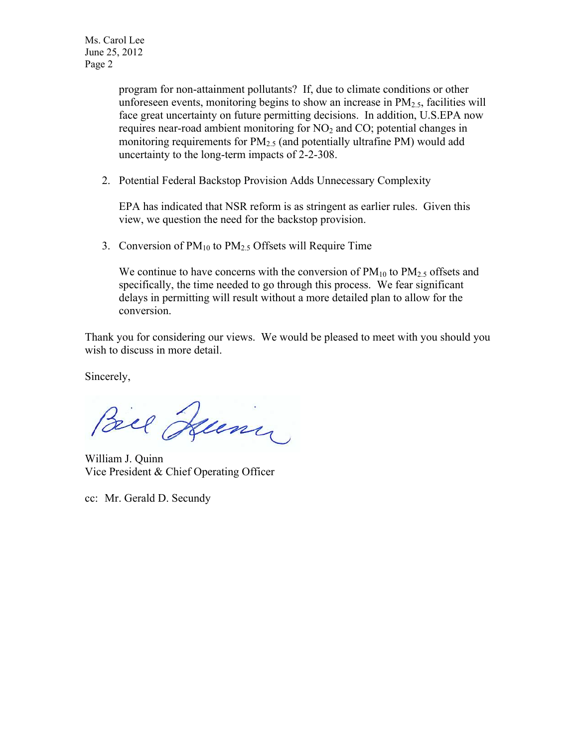program for non-attainment pollutants? If, due to climate conditions or other unforeseen events, monitoring begins to show an increase in $PM_{2.5}$, facilities will face great uncertainty on future permitting decisions. In addition, U.S.EPA now requires near-road ambient monitoring for $NO_2$ and CO; potential changes in monitoring requirements for $PM_{2.5}$ (and potentially ultrafine PM) would add uncertainty to the long-term impacts of 2-2-308.

2. Potential Federal Backstop Provision Adds Unnecessary Complexity

   EPA has indicated that NSR reform is as stringent as earlier rules. Given this view, we question the need for the backstop provision.

3. Conversion of $PM_{10}$ to $PM_{2.5}$ Offsets will Require Time

   We continue to have concerns with the conversion of $PM_{10}$ to $PM_{2.5}$ offsets and specifically, the time needed to go through this process. We fear significant delays in permitting will result without a more detailed plan to allow for the conversion.

Thank you for considering our views. We would be pleased to meet with you should you wish to discuss in more detail.

Sincerely,

Bill Quinn

William J. Quinn
Vice President & Chief Operating Officer

cc: Mr. Gerald D. Secundy